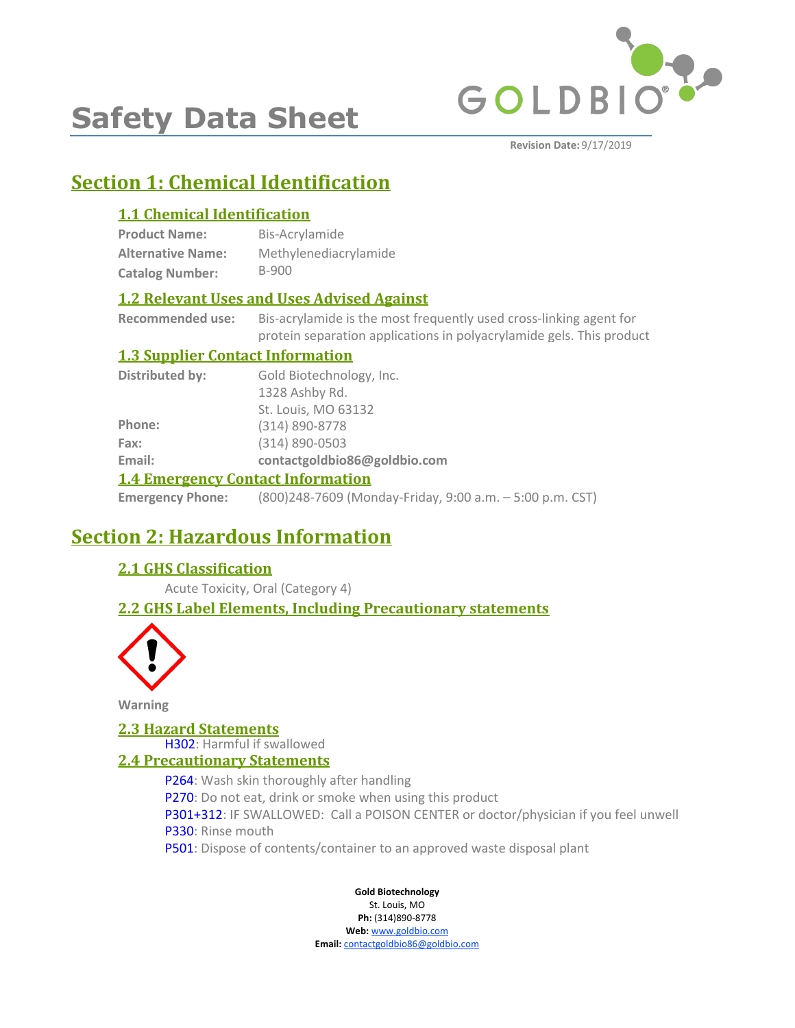# Safety Data Sheet

**Revision Date:** 9/17/2019

## Section 1: Chemical Identification

### 1.1 Chemical Identification

**Product Name:** Bis-Acrylamide
**Alternative Name:** Methylenediacrylamide
**Catalog Number:** B-900

### 1.2 Relevant Uses and Uses Advised Against

**Recommended use:** Bis-acrylamide is the most frequently used cross-linking agent for protein separation applications in polyacrylamide gels. This product

### 1.3 Supplier Contact Information

**Distributed by:** Gold Biotechnology, Inc.
1328 Ashby Rd.
St. Louis, MO 63132
**Phone:** (314) 890-8778
**Fax:** (314) 890-0503
**Email:** **contactgoldbio86@goldbio.com**

### 1.4 Emergency Contact Information

**Emergency Phone:** (800)248-7609 (Monday-Friday, 9:00 a.m. – 5:00 p.m. CST)

## Section 2: Hazardous Information

### 2.1 GHS Classification

Acute Toxicity, Oral (Category 4)

### 2.2 GHS Label Elements, Including Precautionary statements

**Warning**

### 2.3 Hazard Statements

H302: Harmful if swallowed

### 2.4 Precautionary Statements

P264: Wash skin thoroughly after handling
P270: Do not eat, drink or smoke when using this product
P301+312: IF SWALLOWED: Call a POISON CENTER or doctor/physician if you feel unwell
P330: Rinse mouth
P501: Dispose of contents/container to an approved waste disposal plant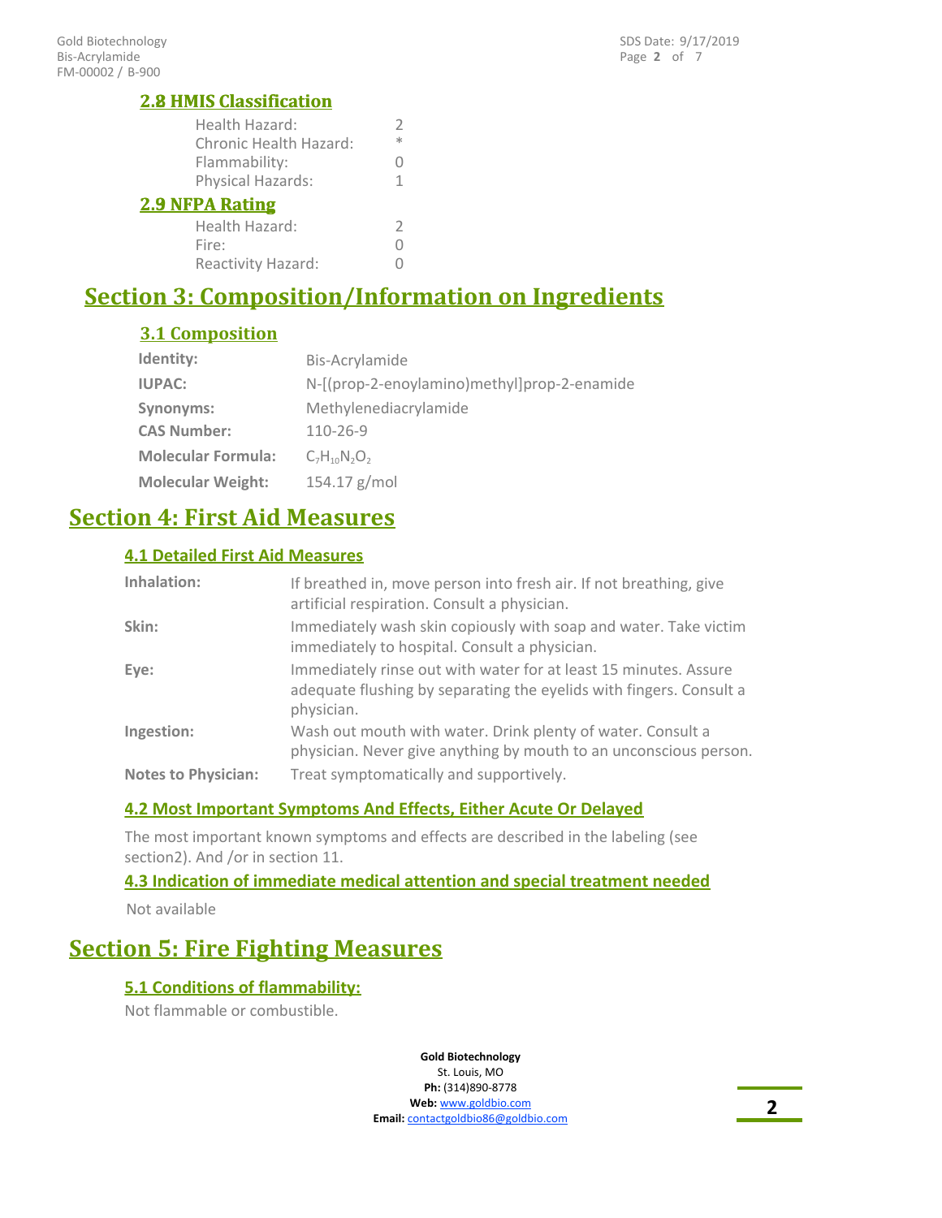### 2.8 HMIS Classification

| | |
|---|---|
| Health Hazard: | 2 |
| Chronic Health Hazard: | * |
| Flammability: | 0 |
| Physical Hazards: | 1 |

### 2.9 NFPA Rating

| | |
|---|---|
| Health Hazard: | 2 |
| Fire: | 0 |
| Reactivity Hazard: | 0 |

# Section 3: Composition/Information on Ingredients

### 3.1 Composition

| | |
|---|---|
| **Identity:** | Bis-Acrylamide |
| **IUPAC:** | N-[(prop-2-enoylamino)methyl]prop-2-enamide |
| **Synonyms:** | Methylenediacrylamide |
| **CAS Number:** | 110-26-9 |
| **Molecular Formula:** | $C_7H_{10}N_2O_2$ |
| **Molecular Weight:** | 154.17 g/mol |

# Section 4: First Aid Measures

### 4.1 Detailed First Aid Measures

| | |
|---|---|
| **Inhalation:** | If breathed in, move person into fresh air. If not breathing, give artificial respiration. Consult a physician. |
| **Skin:** | Immediately wash skin copiously with soap and water. Take victim immediately to hospital. Consult a physician. |
| **Eye:** | Immediately rinse out with water for at least 15 minutes. Assure adequate flushing by separating the eyelids with fingers. Consult a physician. |
| **Ingestion:** | Wash out mouth with water. Drink plenty of water. Consult a physician. Never give anything by mouth to an unconscious person. |
| **Notes to Physician:** | Treat symptomatically and supportively. |

### 4.2 Most Important Symptoms And Effects, Either Acute Or Delayed

The most important known symptoms and effects are described in the labeling (see section2). And /or in section 11.

### 4.3 Indication of immediate medical attention and special treatment needed

Not available

# Section 5: Fire Fighting Measures

### 5.1 Conditions of flammability:

Not flammable or combustible.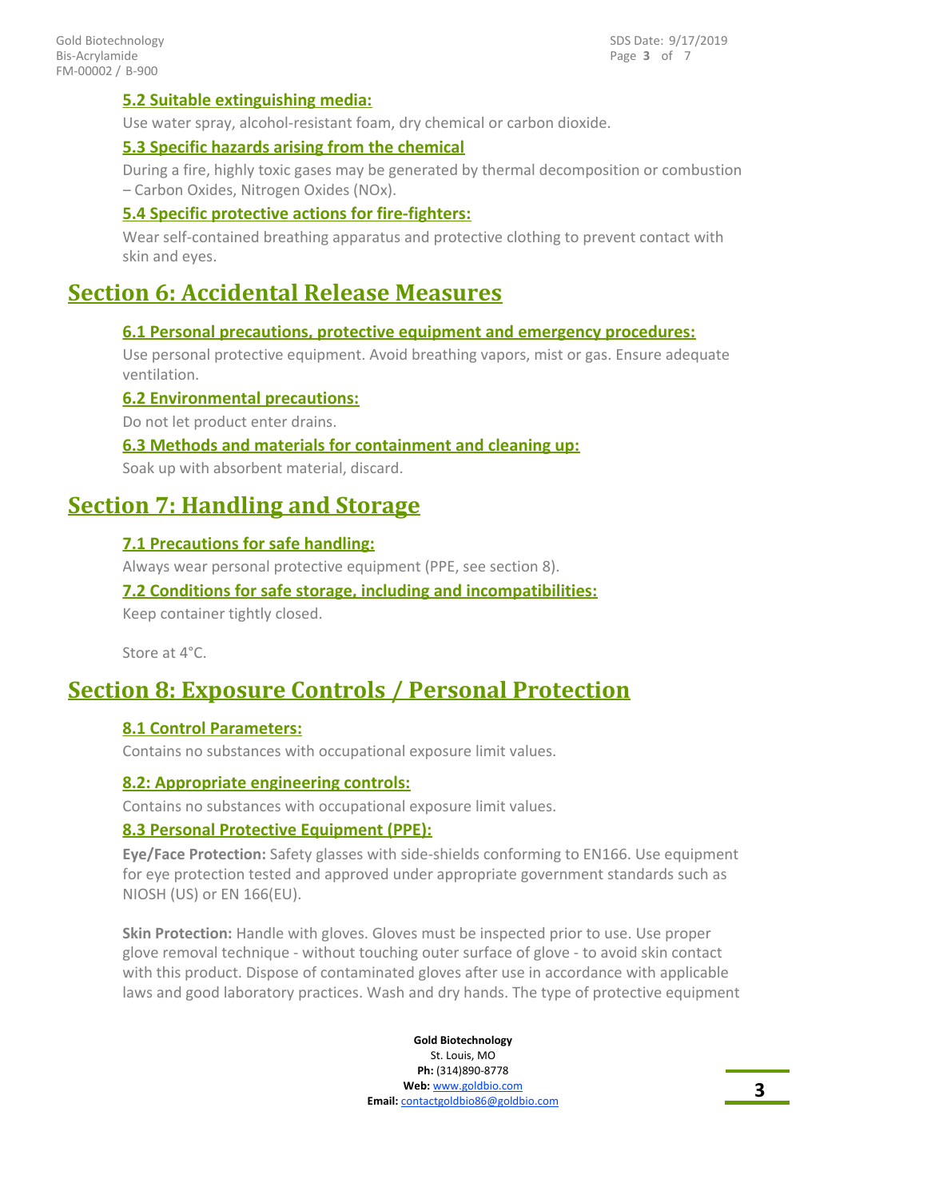### 5.2 Suitable extinguishing media:

Use water spray, alcohol-resistant foam, dry chemical or carbon dioxide.

### 5.3 Specific hazards arising from the chemical

During a fire, highly toxic gases may be generated by thermal decomposition or combustion – Carbon Oxides, Nitrogen Oxides (NOx).

### 5.4 Specific protective actions for fire-fighters:

Wear self-contained breathing apparatus and protective clothing to prevent contact with skin and eyes.

## Section 6: Accidental Release Measures

### 6.1 Personal precautions, protective equipment and emergency procedures:

Use personal protective equipment. Avoid breathing vapors, mist or gas. Ensure adequate ventilation.

### 6.2 Environmental precautions:

Do not let product enter drains.

### 6.3 Methods and materials for containment and cleaning up:

Soak up with absorbent material, discard.

## Section 7: Handling and Storage

### 7.1 Precautions for safe handling:

Always wear personal protective equipment (PPE, see section 8).

### 7.2 Conditions for safe storage, including and incompatibilities:

Keep container tightly closed.

Store at 4°C.

## Section 8: Exposure Controls / Personal Protection

### 8.1 Control Parameters:

Contains no substances with occupational exposure limit values.

### 8.2: Appropriate engineering controls:

Contains no substances with occupational exposure limit values.

### 8.3 Personal Protective Equipment (PPE):

**Eye/Face Protection:** Safety glasses with side-shields conforming to EN166. Use equipment for eye protection tested and approved under appropriate government standards such as NIOSH (US) or EN 166(EU).

**Skin Protection:** Handle with gloves. Gloves must be inspected prior to use. Use proper glove removal technique - without touching outer surface of glove - to avoid skin contact with this product. Dispose of contaminated gloves after use in accordance with applicable laws and good laboratory practices. Wash and dry hands. The type of protective equipment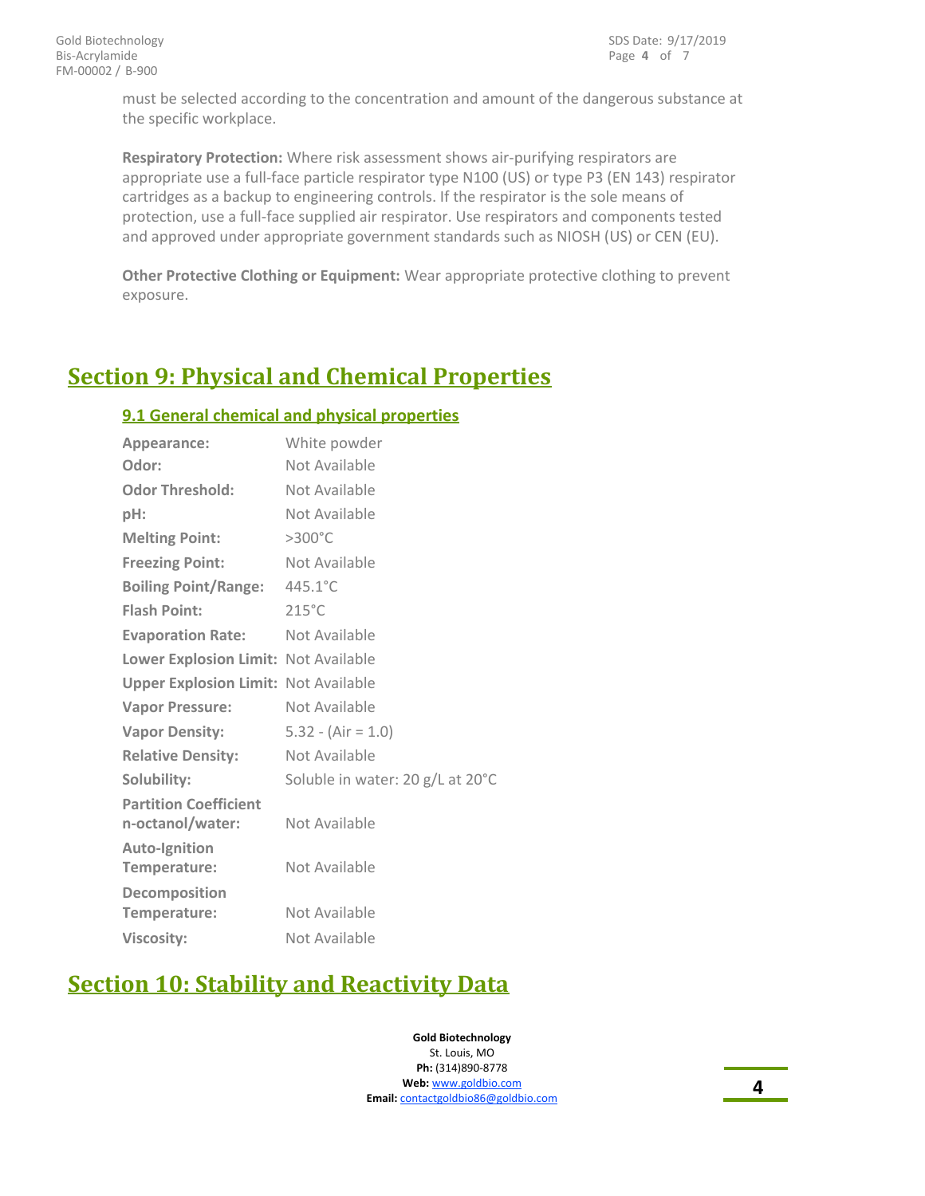must be selected according to the concentration and amount of the dangerous substance at the specific workplace.

**Respiratory Protection:** Where risk assessment shows air-purifying respirators are appropriate use a full-face particle respirator type N100 (US) or type P3 (EN 143) respirator cartridges as a backup to engineering controls. If the respirator is the sole means of protection, use a full-face supplied air respirator. Use respirators and components tested and approved under appropriate government standards such as NIOSH (US) or CEN (EU).

**Other Protective Clothing or Equipment:** Wear appropriate protective clothing to prevent exposure.

# Section 9: Physical and Chemical Properties

## 9.1 General chemical and physical properties

| | |
|---|---|
| **Appearance:** | White powder |
| **Odor:** | Not Available |
| **Odor Threshold:** | Not Available |
| **pH:** | Not Available |
| **Melting Point:** | >300°C |
| **Freezing Point:** | Not Available |
| **Boiling Point/Range:** | 445.1°C |
| **Flash Point:** | 215°C |
| **Evaporation Rate:** | Not Available |
| **Lower Explosion Limit:** | Not Available |
| **Upper Explosion Limit:** | Not Available |
| **Vapor Pressure:** | Not Available |
| **Vapor Density:** | 5.32 - (Air = 1.0) |
| **Relative Density:** | Not Available |
| **Solubility:** | Soluble in water: 20 g/L at 20°C |
| **Partition Coefficient n-octanol/water:** | Not Available |
| **Auto-Ignition Temperature:** | Not Available |
| **Decomposition Temperature:** | Not Available |
| **Viscosity:** | Not Available |

# Section 10: Stability and Reactivity Data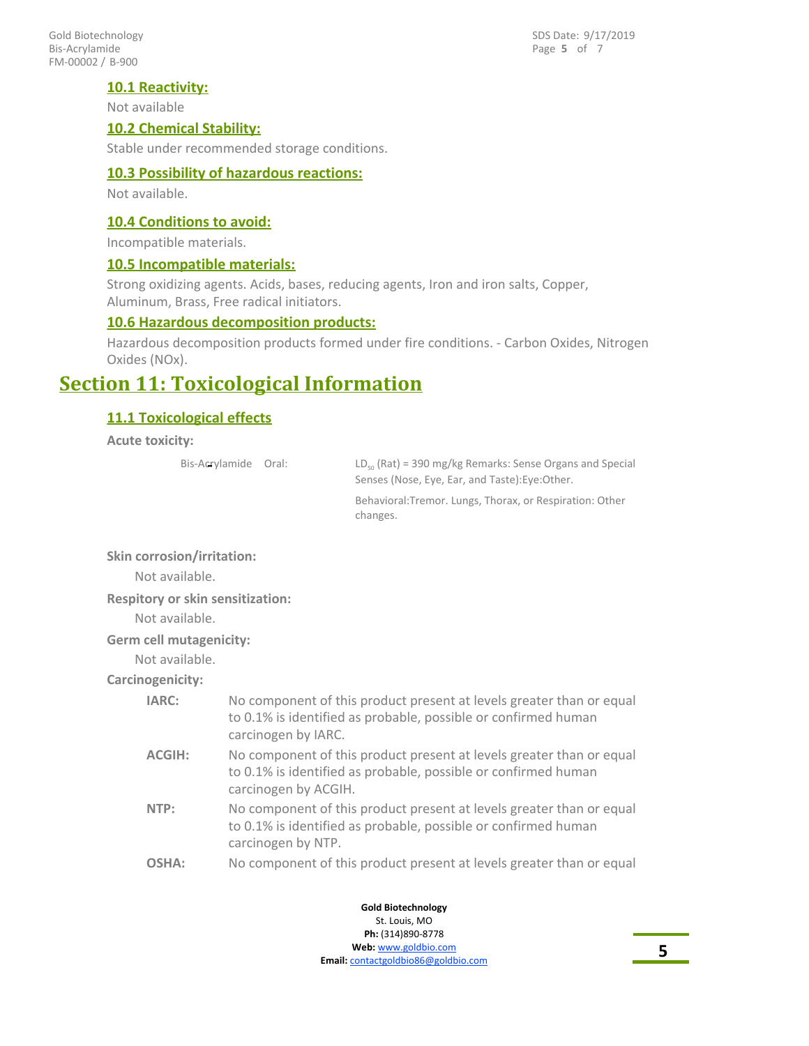### 10.1 Reactivity:

Not available

### 10.2 Chemical Stability:

Stable under recommended storage conditions.

### 10.3 Possibility of hazardous reactions:

Not available.

### 10.4 Conditions to avoid:

Incompatible materials.

### 10.5 Incompatible materials:

Strong oxidizing agents. Acids, bases, reducing agents, Iron and iron salts, Copper, Aluminum, Brass, Free radical initiators.

### 10.6 Hazardous decomposition products:

Hazardous decomposition products formed under fire conditions. - Carbon Oxides, Nitrogen Oxides (NOx).

## Section 11: Toxicological Information

### 11.1 Toxicological effects

**Acute toxicity:**

| | | |
|---|---|---|
| Bis-Acrylamide | Oral: | $LD_{50}$ (Rat) = 390 mg/kg Remarks: Sense Organs and Special Senses (Nose, Eye, Ear, and Taste):Eye:Other.<br><br>Behavioral:Tremor. Lungs, Thorax, or Respiration: Other changes. |

**Skin corrosion/irritation:**

Not available.

**Respitory or skin sensitization:**

Not available.

**Germ cell mutagenicity:**

Not available.

**Carcinogenicity:**

**IARC:** No component of this product present at levels greater than or equal to 0.1% is identified as probable, possible or confirmed human carcinogen by IARC.

**ACGIH:** No component of this product present at levels greater than or equal to 0.1% is identified as probable, possible or confirmed human carcinogen by ACGIH.

**NTP:** No component of this product present at levels greater than or equal to 0.1% is identified as probable, possible or confirmed human carcinogen by NTP.

**OSHA:** No component of this product present at levels greater than or equal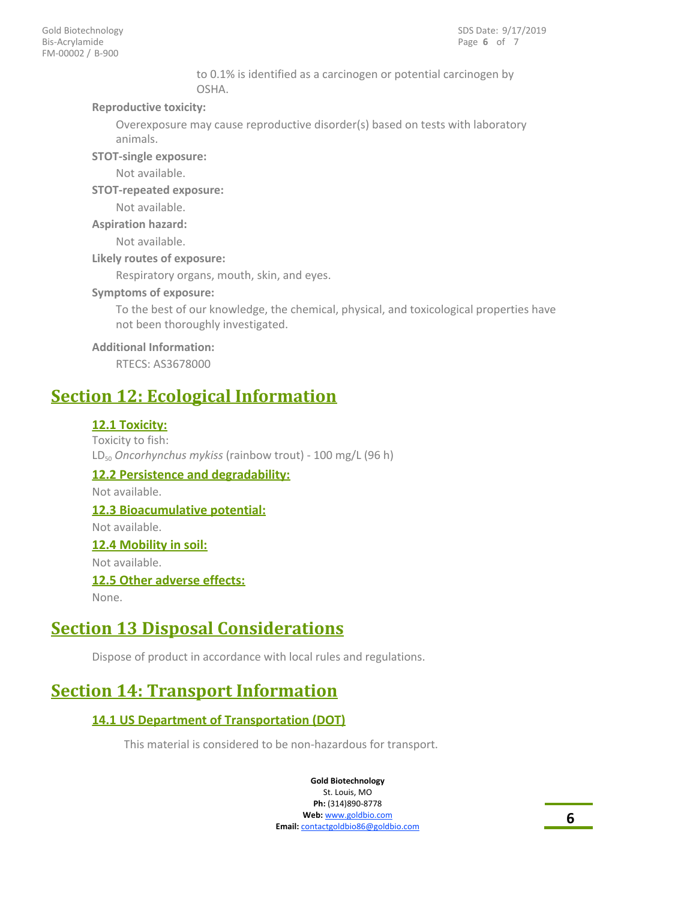to 0.1% is identified as a carcinogen or potential carcinogen by OSHA.

**Reproductive toxicity:**

Overexposure may cause reproductive disorder(s) based on tests with laboratory animals.

**STOT-single exposure:**

Not available.

**STOT-repeated exposure:**

Not available.

**Aspiration hazard:**

Not available.

**Likely routes of exposure:**

Respiratory organs, mouth, skin, and eyes.

**Symptoms of exposure:**

To the best of our knowledge, the chemical, physical, and toxicological properties have not been thoroughly investigated.

**Additional Information:**

RTECS: AS3678000

# Section 12: Ecological Information

### 12.1 Toxicity:

Toxicity to fish:
$LD_{50}$ *Oncorhynchus mykiss* (rainbow trout) - 100 mg/L (96 h)

### 12.2 Persistence and degradability:

Not available.

### 12.3 Bioacumulative potential:

Not available.

### 12.4 Mobility in soil:

Not available.

### 12.5 Other adverse effects:

None.

# Section 13 Disposal Considerations

Dispose of product in accordance with local rules and regulations.

# Section 14: Transport Information

### 14.1 US Department of Transportation (DOT)

This material is considered to be non-hazardous for transport.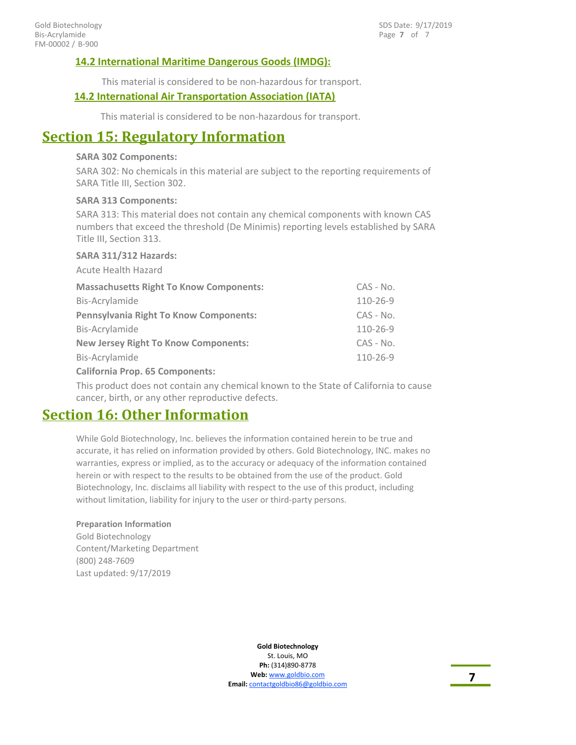### 14.2 International Maritime Dangerous Goods (IMDG):

This material is considered to be non-hazardous for transport.

### 14.2 International Air Transportation Association (IATA)

This material is considered to be non-hazardous for transport.

# Section 15: Regulatory Information

**SARA 302 Components:**

SARA 302: No chemicals in this material are subject to the reporting requirements of SARA Title III, Section 302.

**SARA 313 Components:**

SARA 313: This material does not contain any chemical components with known CAS numbers that exceed the threshold (De Minimis) reporting levels established by SARA Title III, Section 313.

**SARA 311/312 Hazards:**

Acute Health Hazard

| **Massachusetts Right To Know Components:** | CAS - No. |
|---|---|
| Bis-Acrylamide | 110-26-9 |
| **Pennsylvania Right To Know Components:** | CAS - No. |
| Bis-Acrylamide | 110-26-9 |
| **New Jersey Right To Know Components:** | CAS - No. |
| Bis-Acrylamide | 110-26-9 |

**California Prop. 65 Components:**

This product does not contain any chemical known to the State of California to cause cancer, birth, or any other reproductive defects.

# Section 16: Other Information

While Gold Biotechnology, Inc. believes the information contained herein to be true and accurate, it has relied on information provided by others. Gold Biotechnology, INC. makes no warranties, express or implied, as to the accuracy or adequacy of the information contained herein or with respect to the results to be obtained from the use of the product. Gold Biotechnology, Inc. disclaims all liability with respect to the use of this product, including without limitation, liability for injury to the user or third-party persons.

**Preparation Information**

Gold Biotechnology
Content/Marketing Department
(800) 248-7609
Last updated: 9/17/2019